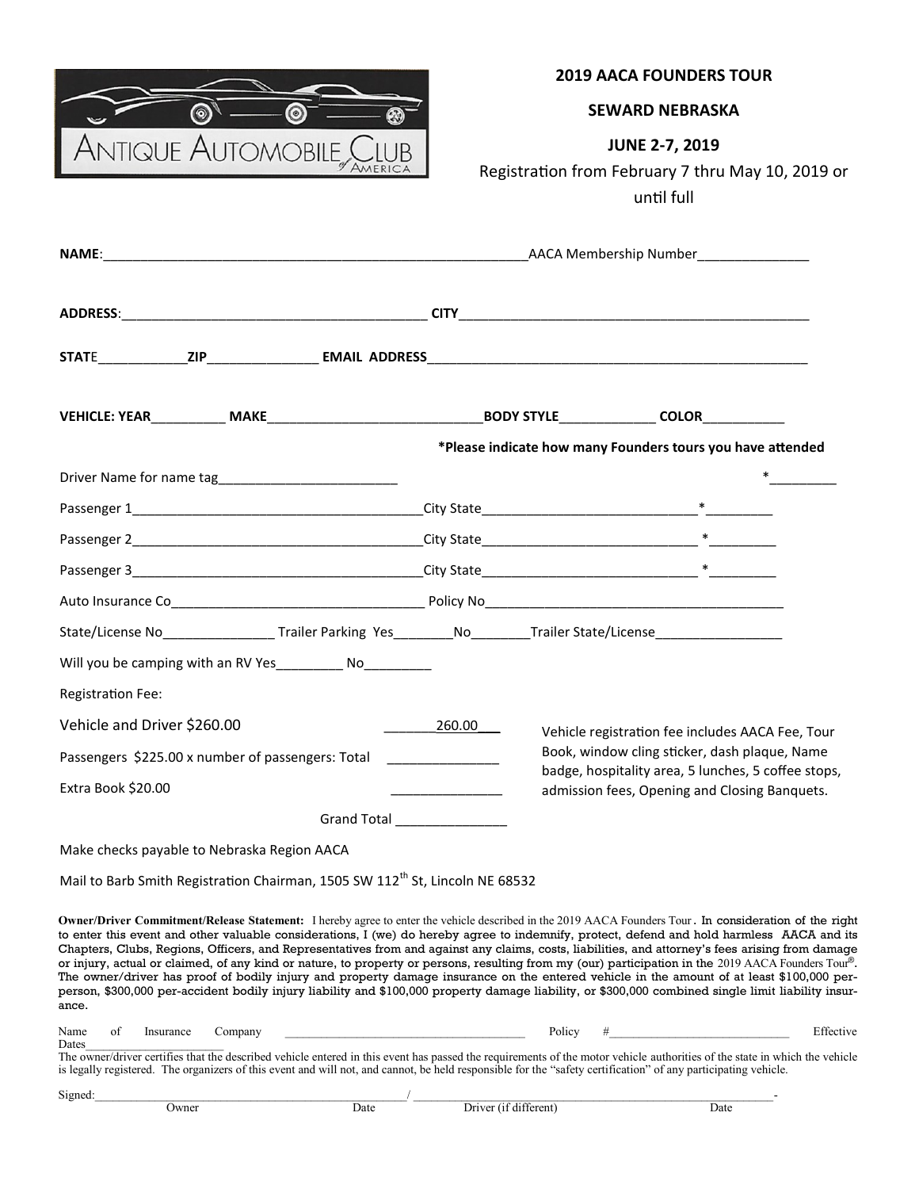Antique Automobile Club of America

**2019 AACA FOUNDERS TOUR**

**SEWARD NEBRASKA**

**JUNE 2-7, 2019**

Registration from February 7 thru May 10, 2019 or until full

**NAME**:____________________________________________________AACA Membership Number______________

**ADDRESS**:_______________________________________ **CITY**_____________________________________________

**STAT**E___________**ZIP**______________ **EMAIL ADDRESS**_________________________________________________

**VEHICLE: YEAR**_________ **MAKE**___________________________**BODY STYLE**____________ **COLOR**__________

**\*Please indicate how many Founders tours you have attended**

Driver Name for name tag_______________________ *_________

Passenger 1______________________________________City State____________________________*_________

Passenger 2______________________________________City State____________________________ *_________

Passenger 3______________________________________City State____________________________ *_________

Auto Insurance Co__________________________________ Policy No_______________________________________

State/License No______________ Trailer Parking Yes________No________Trailer State/License________________

Will you be camping with an RV Yes_________ No_________

Registration Fee:

Vehicle and Driver $260.00 _______260.00___

Passengers $225.00 x number of passengers: Total ______________

Extra Book $20.00 ______________

Grand Total ______________

Vehicle registration fee includes AACA Fee, Tour Book, window cling sticker, dash plaque, Name badge, hospitality area, 5 lunches, 5 coffee stops, admission fees, Opening and Closing Banquets.

Make checks payable to Nebraska Region AACA

Mail to Barb Smith Registration Chairman, 1505 SW 112th St, Lincoln NE 68532

**Owner/Driver Commitment/Release Statement:** I hereby agree to enter the vehicle described in the 2019 AACA Founders Tour. In consideration of the right to enter this event and other valuable considerations, I (we) do hereby agree to indemnify, protect, defend and hold harmless AACA and its Chapters, Clubs, Regions, Officers, and Representatives from and against any claims, costs, liabilities, and attorney's fees arising from damage or injury, actual or claimed, of any kind or nature, to property or persons, resulting from my (our) participation in the 2019 AACA Founders Tour®. The owner/driver has proof of bodily injury and property damage insurance on the entered vehicle in the amount of at least $100,000 per-person, $300,000 per-accident bodily injury liability and $100,000 property damage liability, or $300,000 combined single limit liability insurance.

Name of Insurance Company ____________________________________ Policy #___________________________ Effective Dates_______________________

The owner/driver certifies that the described vehicle entered in this event has passed the requirements of the motor vehicle authorities of the state in which the vehicle is legally registered. The organizers of this event and will not, and cannot, be held responsible for the "safety certification" of any participating vehicle.

Signed:_____________________________________________/ ____________________________________________________-

Owner Date Driver (if different) Date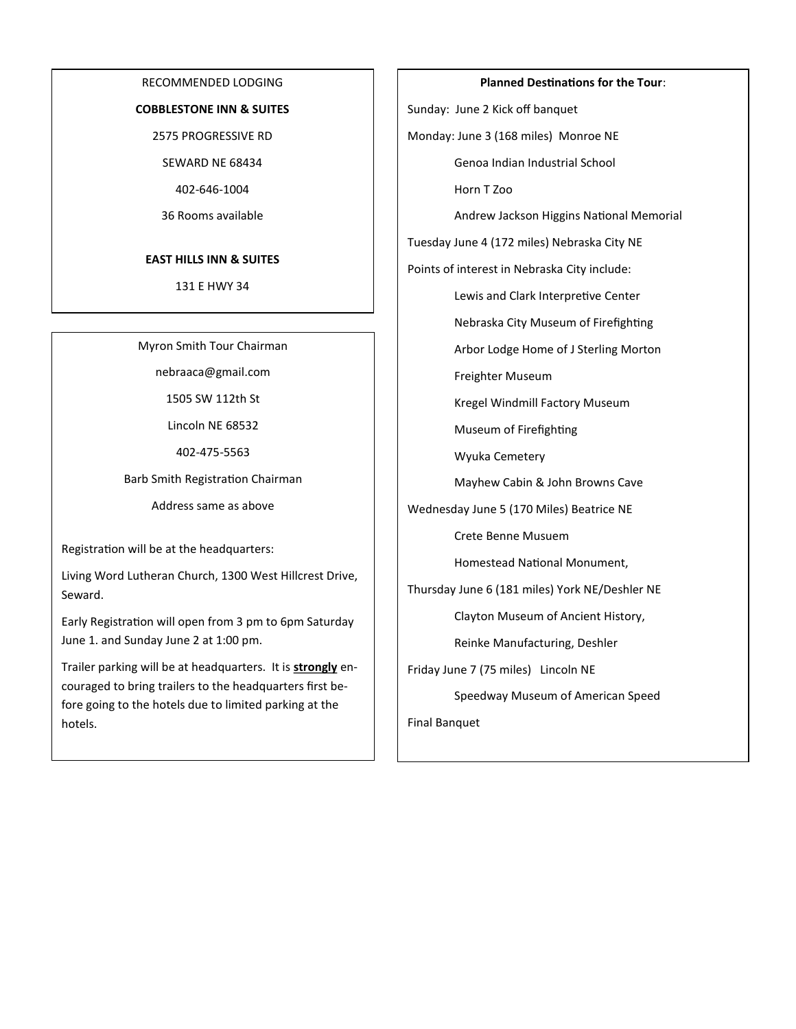RECOMMENDED LODGING

**COBBLESTONE INN & SUITES**

2575 PROGRESSIVE RD

SEWARD NE 68434

402-646-1004

36 Rooms available

**EAST HILLS INN & SUITES**

131 E HWY 34

Myron Smith Tour Chairman

nebraaca@gmail.com

1505 SW 112th St

Lincoln NE 68532

402-475-5563

Barb Smith Registration Chairman

Address same as above

Registration will be at the headquarters:

Living Word Lutheran Church, 1300 West Hillcrest Drive, Seward.

Early Registration will open from 3 pm to 6pm Saturday June 1. and Sunday June 2 at 1:00 pm.

Trailer parking will be at headquarters. It is **strongly** encouraged to bring trailers to the headquarters first before going to the hotels due to limited parking at the hotels.

**Planned Destinations for the Tour**:

Sunday: June 2 Kick off banquet

Monday: June 3 (168 miles) Monroe NE

- Genoa Indian Industrial School
- Horn T Zoo
- Andrew Jackson Higgins National Memorial

Tuesday June 4 (172 miles) Nebraska City NE

Points of interest in Nebraska City include:

- Lewis and Clark Interpretive Center
- Nebraska City Museum of Firefighting
- Arbor Lodge Home of J Sterling Morton
- Freighter Museum
- Kregel Windmill Factory Museum
- Museum of Firefighting
- Wyuka Cemetery
- Mayhew Cabin & John Browns Cave

Wednesday June 5 (170 Miles) Beatrice NE

- Crete Benne Musuem
- Homestead National Monument,

Thursday June 6 (181 miles) York NE/Deshler NE

- Clayton Museum of Ancient History,
- Reinke Manufacturing, Deshler

Friday June 7 (75 miles) Lincoln NE

- Speedway Museum of American Speed

Final Banquet